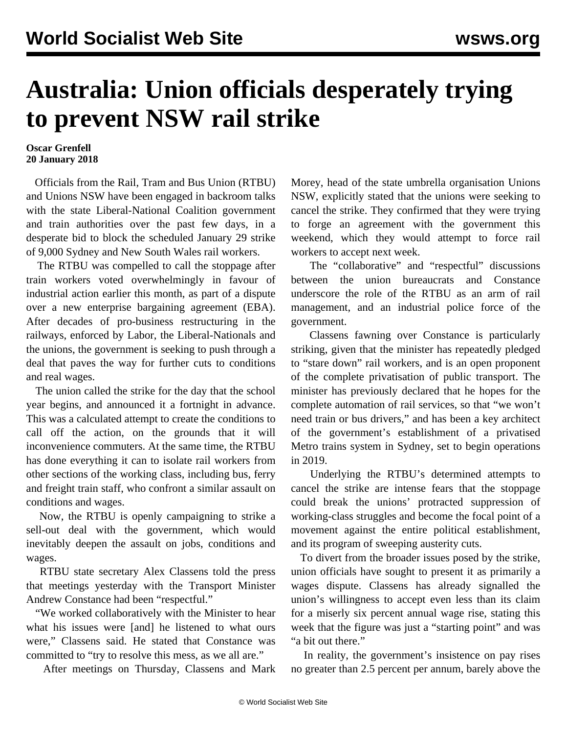# Australia: Union officials desperately trying to prevent NSW rail strike

**Oscar Grenfell**
**20 January 2018**

Officials from the Rail, Tram and Bus Union (RTBU) and Unions NSW have been engaged in backroom talks with the state Liberal-National Coalition government and train authorities over the past few days, in a desperate bid to block the scheduled January 29 strike of 9,000 Sydney and New South Wales rail workers.

The RTBU was compelled to call the stoppage after train workers voted overwhelmingly in favour of industrial action earlier this month, as part of a dispute over a new enterprise bargaining agreement (EBA). After decades of pro-business restructuring in the railways, enforced by Labor, the Liberal-Nationals and the unions, the government is seeking to push through a deal that paves the way for further cuts to conditions and real wages.

The union called the strike for the day that the school year begins, and announced it a fortnight in advance. This was a calculated attempt to create the conditions to call off the action, on the grounds that it will inconvenience commuters. At the same time, the RTBU has done everything it can to isolate rail workers from other sections of the working class, including bus, ferry and freight train staff, who confront a similar assault on conditions and wages.

Now, the RTBU is openly campaigning to strike a sell-out deal with the government, which would inevitably deepen the assault on jobs, conditions and wages.

RTBU state secretary Alex Classens told the press that meetings yesterday with the Transport Minister Andrew Constance had been "respectful."

"We worked collaboratively with the Minister to hear what his issues were [and] he listened to what ours were," Classens said. He stated that Constance was committed to "try to resolve this mess, as we all are."

After meetings on Thursday, Classens and Mark Morey, head of the state umbrella organisation Unions NSW, explicitly stated that the unions were seeking to cancel the strike. They confirmed that they were trying to forge an agreement with the government this weekend, which they would attempt to force rail workers to accept next week.

The "collaborative" and "respectful" discussions between the union bureaucrats and Constance underscore the role of the RTBU as an arm of rail management, and an industrial police force of the government.

Classens fawning over Constance is particularly striking, given that the minister has repeatedly pledged to "stare down" rail workers, and is an open proponent of the complete privatisation of public transport. The minister has previously declared that he hopes for the complete automation of rail services, so that "we won't need train or bus drivers," and has been a key architect of the government's establishment of a privatised Metro trains system in Sydney, set to begin operations in 2019.

Underlying the RTBU's determined attempts to cancel the strike are intense fears that the stoppage could break the unions' protracted suppression of working-class struggles and become the focal point of a movement against the entire political establishment, and its program of sweeping austerity cuts.

To divert from the broader issues posed by the strike, union officials have sought to present it as primarily a wages dispute. Classens has already signalled the union's willingness to accept even less than its claim for a miserly six percent annual wage rise, stating this week that the figure was just a "starting point" and was "a bit out there."

In reality, the government's insistence on pay rises no greater than 2.5 percent per annum, barely above the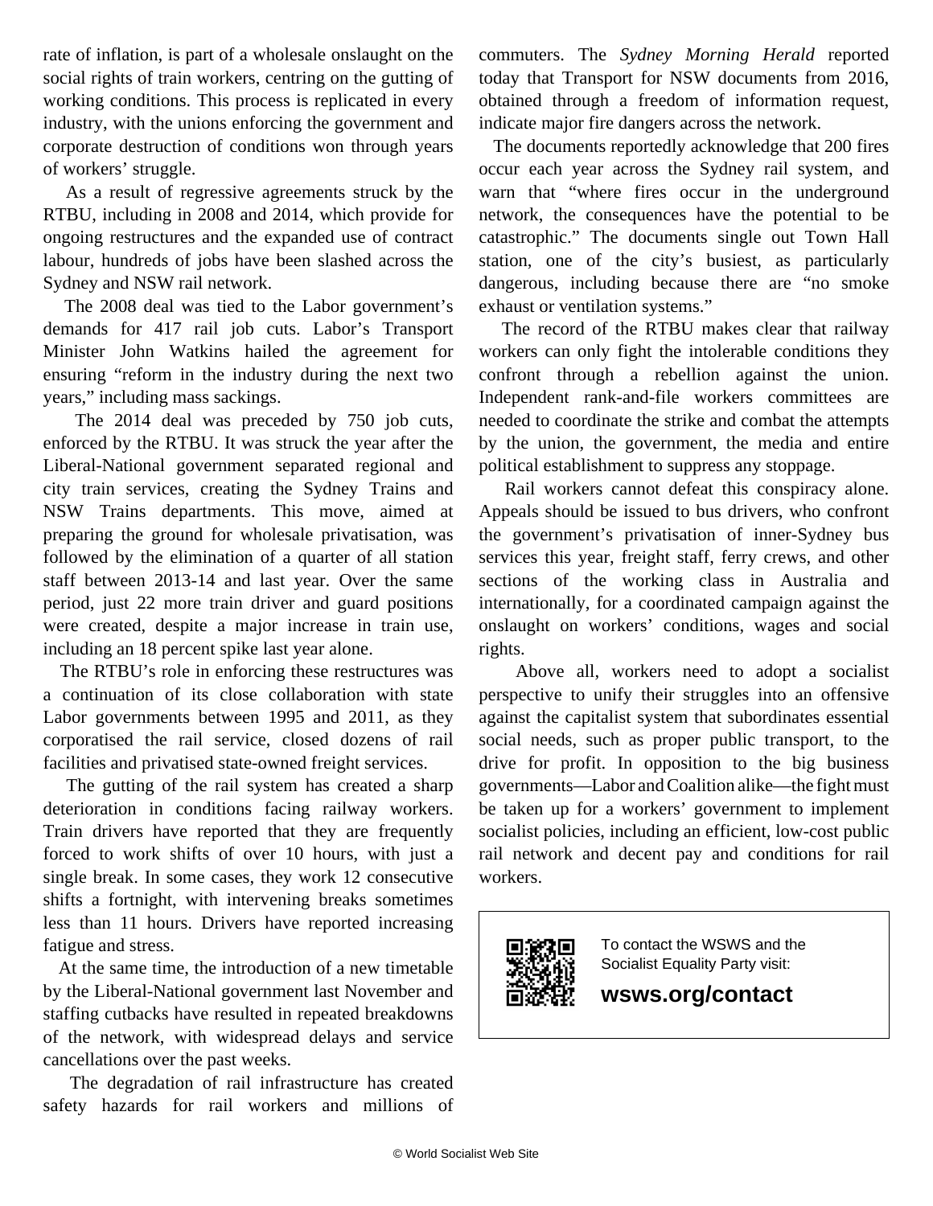rate of inflation, is part of a wholesale onslaught on the social rights of train workers, centring on the gutting of working conditions. This process is replicated in every industry, with the unions enforcing the government and corporate destruction of conditions won through years of workers' struggle.

As a result of regressive agreements struck by the RTBU, including in 2008 and 2014, which provide for ongoing restructures and the expanded use of contract labour, hundreds of jobs have been slashed across the Sydney and NSW rail network.

The 2008 deal was tied to the Labor government's demands for 417 rail job cuts. Labor's Transport Minister John Watkins hailed the agreement for ensuring "reform in the industry during the next two years," including mass sackings.

The 2014 deal was preceded by 750 job cuts, enforced by the RTBU. It was struck the year after the Liberal-National government separated regional and city train services, creating the Sydney Trains and NSW Trains departments. This move, aimed at preparing the ground for wholesale privatisation, was followed by the elimination of a quarter of all station staff between 2013-14 and last year. Over the same period, just 22 more train driver and guard positions were created, despite a major increase in train use, including an 18 percent spike last year alone.

The RTBU's role in enforcing these restructures was a continuation of its close collaboration with state Labor governments between 1995 and 2011, as they corporatised the rail service, closed dozens of rail facilities and privatised state-owned freight services.

The gutting of the rail system has created a sharp deterioration in conditions facing railway workers. Train drivers have reported that they are frequently forced to work shifts of over 10 hours, with just a single break. In some cases, they work 12 consecutive shifts a fortnight, with intervening breaks sometimes less than 11 hours. Drivers have reported increasing fatigue and stress.

At the same time, the introduction of a new timetable by the Liberal-National government last November and staffing cutbacks have resulted in repeated breakdowns of the network, with widespread delays and service cancellations over the past weeks.

The degradation of rail infrastructure has created safety hazards for rail workers and millions of commuters. The *Sydney Morning Herald* reported today that Transport for NSW documents from 2016, obtained through a freedom of information request, indicate major fire dangers across the network.

The documents reportedly acknowledge that 200 fires occur each year across the Sydney rail system, and warn that "where fires occur in the underground network, the consequences have the potential to be catastrophic." The documents single out Town Hall station, one of the city's busiest, as particularly dangerous, including because there are "no smoke exhaust or ventilation systems."

The record of the RTBU makes clear that railway workers can only fight the intolerable conditions they confront through a rebellion against the union. Independent rank-and-file workers committees are needed to coordinate the strike and combat the attempts by the union, the government, the media and entire political establishment to suppress any stoppage.

Rail workers cannot defeat this conspiracy alone. Appeals should be issued to bus drivers, who confront the government's privatisation of inner-Sydney bus services this year, freight staff, ferry crews, and other sections of the working class in Australia and internationally, for a coordinated campaign against the onslaught on workers' conditions, wages and social rights.

Above all, workers need to adopt a socialist perspective to unify their struggles into an offensive against the capitalist system that subordinates essential social needs, such as proper public transport, to the drive for profit. In opposition to the big business governments—Labor and Coalition alike—the fight must be taken up for a workers' government to implement socialist policies, including an efficient, low-cost public rail network and decent pay and conditions for rail workers.

To contact the WSWS and the Socialist Equality Party visit:

**wsws.org/contact**